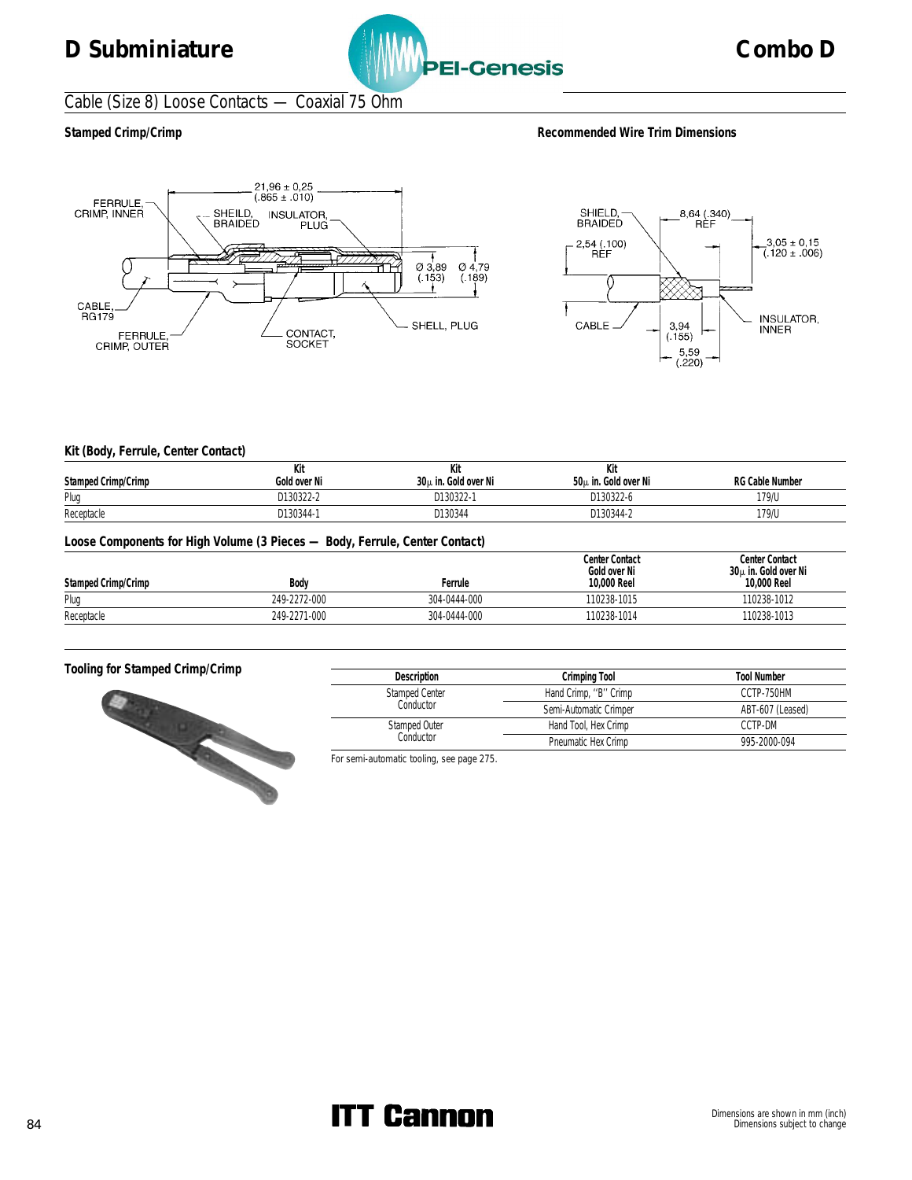# D Subminiature

# Combo D

## Cable (Size 8) Loose Contacts — Coaxial 75 Ohm

### Stamped Crimp/Crimp

### Recommended Wire Trim Dimensions

### Kit (Body, Ferrule, Center Contact)

| Stamped Crimp/Crimp | Kit Gold over Ni | Kit 30μ in. Gold over Ni | Kit 50μ in. Gold over Ni | RG Cable Number |
|---|---|---|---|---|
| Plug | D130322-2 | D130322-1 | D130322-6 | 179/U |
| Receptacle | D130344-1 | D130344 | D130344-2 | 179/U |

### Loose Components for High Volume (3 Pieces — Body, Ferrule, Center Contact)

| Stamped Crimp/Crimp | Body | Ferrule | Center Contact Gold over Ni 10,000 Reel | Center Contact 30μ in. Gold over Ni 10,000 Reel |
|---|---|---|---|---|
| Plug | 249-2272-000 | 304-0444-000 | 110238-1015 | 110238-1012 |
| Receptacle | 249-2271-000 | 304-0444-000 | 110238-1014 | 110238-1013 |

### Tooling for Stamped Crimp/Crimp

| Description | Crimping Tool | Tool Number |
|---|---|---|
| Stamped Center Conductor | Hand Crimp, "B" Crimp | CCTP-750HM |
| | Semi-Automatic Crimper | ABT-607 (Leased) |
| Stamped Outer Conductor | Hand Tool, Hex Crimp | CCTP-DM |
| | Pneumatic Hex Crimp | 995-2000-094 |

For semi-automatic tooling, see page 275.

Dimensions are shown in mm (inch)
Dimensions subject to change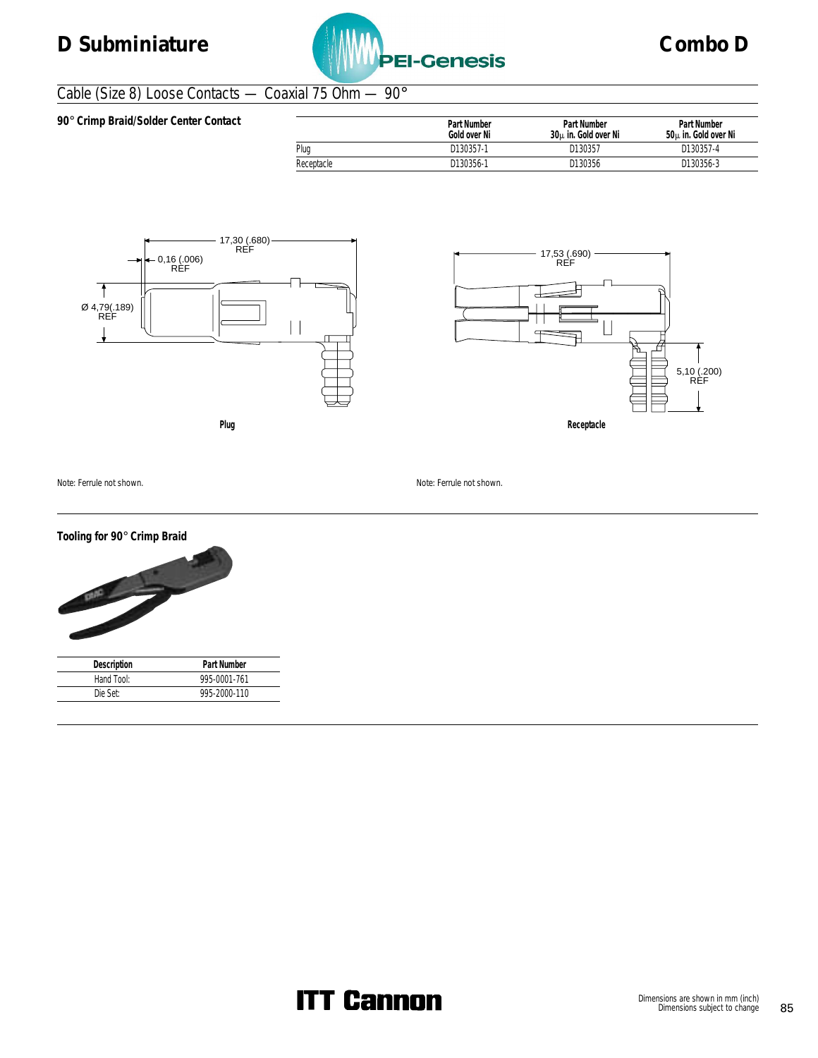## Cable (Size 8) Loose Contacts — Coaxial 75 Ohm — 90°

### 90° Crimp Braid/Solder Center Contact

| | Part Number Gold over Ni | Part Number 30µ in. Gold over Ni | Part Number 50µ in. Gold over Ni |
|---|---|---|---|
| Plug | D130357-1 | D130357 | D130357-4 |
| Receptacle | D130356-1 | D130356 | D130356-3 |

17,30 (.680) REF

0,16 (.006) REF

Ø 4,79(.189) REF

Plug

17,53 (.690) REF

5,10 (.200) REF

Receptacle

Note: Ferrule not shown.

Note: Ferrule not shown.

### Tooling for 90° Crimp Braid

| Description | Part Number |
|---|---|
| Hand Tool: | 995-0001-761 |
| Die Set: | 995-2000-110 |

Dimensions are shown in mm (inch)
Dimensions subject to change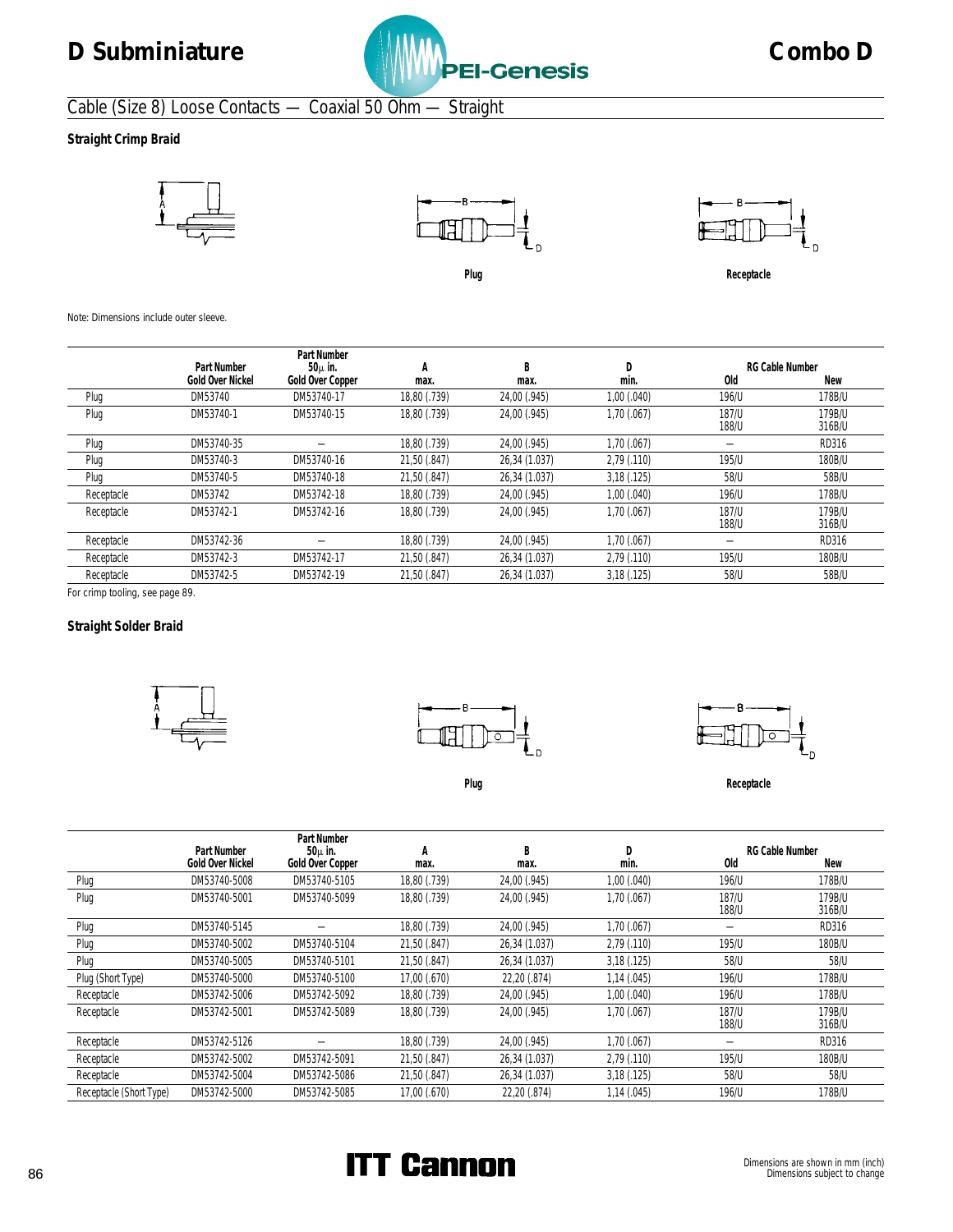# D Subminiature — Combo D

## Cable (Size 8) Loose Contacts — Coaxial 50 Ohm — Straight

### Straight Crimp Braid

Plug

Receptacle

Note: Dimensions include outer sleeve.

| | Part Number Gold Over Nickel | Part Number 50μ in. Gold Over Copper | A max. | B max. | D min. | RG Cable Number Old | New |
|---|---|---|---|---|---|---|---|
| Plug | DM53740 | DM53740-17 | 18,80 (.739) | 24,00 (.945) | 1,00 (.040) | 196/U | 178B/U |
| Plug | DM53740-1 | DM53740-15 | 18,80 (.739) | 24,00 (.945) | 1,70 (.067) | 187/U 188/U | 179B/U 316B/U |
| Plug | DM53740-35 | — | 18,80 (.739) | 24,00 (.945) | 1,70 (.067) | — | RD316 |
| Plug | DM53740-3 | DM53740-16 | 21,50 (.847) | 26,34 (1.037) | 2,79 (.110) | 195/U | 180B/U |
| Plug | DM53740-5 | DM53740-18 | 21,50 (.847) | 26,34 (1.037) | 3,18 (.125) | 58/U | 58B/U |
| Receptacle | DM53742 | DM53742-18 | 18,80 (.739) | 24,00 (.945) | 1,00 (.040) | 196/U | 178B/U |
| Receptacle | DM53742-1 | DM53742-16 | 18,80 (.739) | 24,00 (.945) | 1,70 (.067) | 187/U 188/U | 179B/U 316B/U |
| Receptacle | DM53742-36 | — | 18,80 (.739) | 24,00 (.945) | 1,70 (.067) | — | RD316 |
| Receptacle | DM53742-3 | DM53742-17 | 21,50 (.847) | 26,34 (1.037) | 2,79 (.110) | 195/U | 180B/U |
| Receptacle | DM53742-5 | DM53742-19 | 21,50 (.847) | 26,34 (1.037) | 3,18 (.125) | 58/U | 58B/U |

For crimp tooling, see page 89.

### Straight Solder Braid

Plug

Receptacle

| | Part Number Gold Over Nickel | Part Number 50μ in. Gold Over Copper | A max. | B max. | D min. | RG Cable Number Old | New |
|---|---|---|---|---|---|---|---|
| Plug | DM53740-5008 | DM53740-5105 | 18,80 (.739) | 24,00 (.945) | 1,00 (.040) | 196/U | 178B/U |
| Plug | DM53740-5001 | DM53740-5099 | 18,80 (.739) | 24,00 (.945) | 1,70 (.067) | 187/U 188/U | 179B/U 316B/U |
| Plug | DM53740-5145 | — | 18,80 (.739) | 24,00 (.945) | 1,70 (.067) | — | RD316 |
| Plug | DM53740-5002 | DM53740-5104 | 21,50 (.847) | 26,34 (1.037) | 2,79 (.110) | 195/U | 180B/U |
| Plug | DM53740-5005 | DM53740-5101 | 21,50 (.847) | 26,34 (1.037) | 3,18 (.125) | 58/U | 58/U |
| Plug (Short Type) | DM53740-5000 | DM53740-5100 | 17,00 (.670) | 22,20 (.874) | 1,14 (.045) | 196/U | 178B/U |
| Receptacle | DM53742-5006 | DM53742-5092 | 18,80 (.739) | 24,00 (.945) | 1,00 (.040) | 196/U | 178B/U |
| Receptacle | DM53742-5001 | DM53742-5089 | 18,80 (.739) | 24,00 (.945) | 1,70 (.067) | 187/U 188/U | 179B/U 316B/U |
| Receptacle | DM53742-5126 | — | 18,80 (.739) | 24,00 (.945) | 1,70 (.067) | — | RD316 |
| Receptacle | DM53742-5002 | DM53742-5091 | 21,50 (.847) | 26,34 (1.037) | 2,79 (.110) | 195/U | 180B/U |
| Receptacle | DM53742-5004 | DM53742-5086 | 21,50 (.847) | 26,34 (1.037) | 3,18 (.125) | 58/U | 58/U |
| Receptacle (Short Type) | DM53742-5000 | DM53742-5085 | 17,00 (.670) | 22,20 (.874) | 1,14 (.045) | 196/U | 178B/U |

Dimensions are shown in mm (inch)
Dimensions subject to change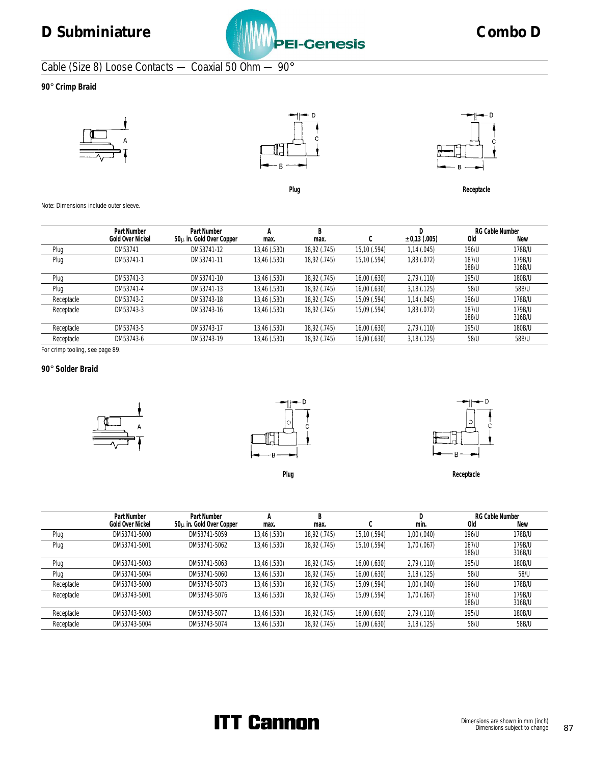# D Subminiature — Combo D

## Cable (Size 8) Loose Contacts — Coaxial 50 Ohm — 90°

### 90° Crimp Braid

Plug

Receptacle

Note: Dimensions include outer sleeve.

| | Part Number Gold Over Nickel | Part Number 50μ in. Gold Over Copper | A max. | B max. | C | D ±0,13 (.005) | RG Cable Number Old | New |
|---|---|---|---|---|---|---|---|---|
| Plug | DM53741 | DM53741-12 | 13,46 (.530) | 18,92 (.745) | 15,10 (.594) | 1,14 (.045) | 196/U | 178B/U |
| Plug | DM53741-1 | DM53741-11 | 13,46 (.530) | 18,92 (.745) | 15,10 (.594) | 1,83 (.072) | 187/U 188/U | 179B/U 316B/U |
| Plug | DM53741-3 | DM53741-10 | 13,46 (.530) | 18,92 (.745) | 16,00 (.630) | 2,79 (.110) | 195/U | 180B/U |
| Plug | DM53741-4 | DM53741-13 | 13,46 (.530) | 18,92 (.745) | 16,00 (.630) | 3,18 (.125) | 58/U | 58B/U |
| Receptacle | DM53743-2 | DM53743-18 | 13,46 (.530) | 18,92 (.745) | 15,09 (.594) | 1,14 (.045) | 196/U | 178B/U |
| Receptacle | DM53743-3 | DM53743-16 | 13,46 (.530) | 18,92 (.745) | 15,09 (.594) | 1,83 (.072) | 187/U 188/U | 179B/U 316B/U |
| Receptacle | DM53743-5 | DM53743-17 | 13,46 (.530) | 18,92 (.745) | 16,00 (.630) | 2,79 (.110) | 195/U | 180B/U |
| Receptacle | DM53743-6 | DM53743-19 | 13,46 (.530) | 18,92 (.745) | 16,00 (.630) | 3,18 (.125) | 58/U | 58B/U |

For crimp tooling, see page 89.

### 90° Solder Braid

Plug

Receptacle

| | Part Number Gold Over Nickel | Part Number 50μ in. Gold Over Copper | A max. | B max. | C | D min. | RG Cable Number Old | New |
|---|---|---|---|---|---|---|---|---|
| Plug | DM53741-5000 | DM53741-5059 | 13,46 (.530) | 18,92 (.745) | 15,10 (.594) | 1,00 (.040) | 196/U | 178B/U |
| Plug | DM53741-5001 | DM53741-5062 | 13,46 (.530) | 18,92 (.745) | 15,10 (.594) | 1,70 (.067) | 187/U 188/U | 179B/U 316B/U |
| Plug | DM53741-5003 | DM53741-5063 | 13,46 (.530) | 18,92 (.745) | 16,00 (.630) | 2,79 (.110) | 195/U | 180B/U |
| Plug | DM53741-5004 | DM53741-5060 | 13,46 (.530) | 18,92 (.745) | 16,00 (.630) | 3,18 (.125) | 58/U | 58/U |
| Receptacle | DM53743-5000 | DM53743-5073 | 13,46 (.530) | 18,92 (.745) | 15,09 (.594) | 1,00 (.040) | 196/U | 178B/U |
| Receptacle | DM53743-5001 | DM53743-5076 | 13,46 (.530) | 18,92 (.745) | 15,09 (.594) | 1,70 (.067) | 187/U 188/U | 179B/U 316B/U |
| Receptacle | DM53743-5003 | DM53743-5077 | 13,46 (.530) | 18,92 (.745) | 16,00 (.630) | 2,79 (.110) | 195/U | 180B/U |
| Receptacle | DM53743-5004 | DM53743-5074 | 13,46 (.530) | 18,92 (.745) | 16,00 (.630) | 3,18 (.125) | 58/U | 58B/U |

Dimensions are shown in mm (inch)
Dimensions subject to change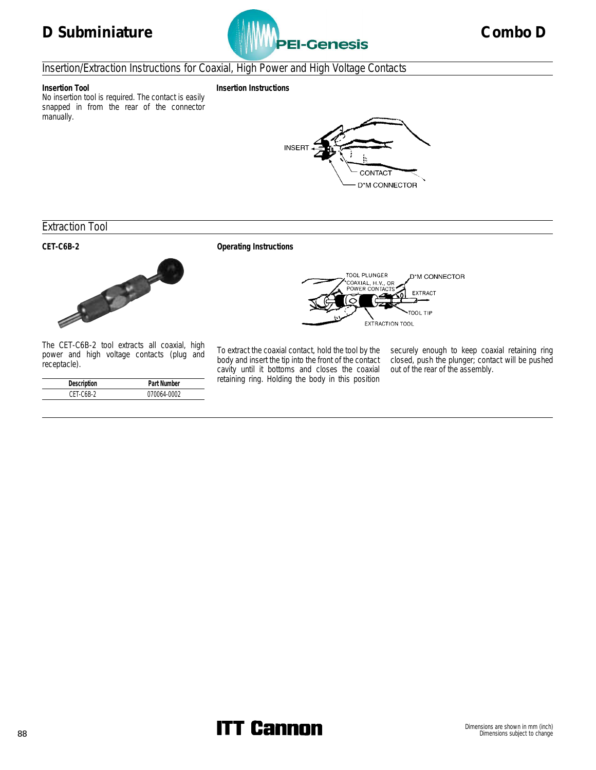# Insertion/Extraction Instructions for Coaxial, High Power and High Voltage Contacts

### Insertion Tool

No insertion tool is required. The contact is easily snapped in from the rear of the connector manually.

### Insertion Instructions

INSERT

CONTACT

D*M CONNECTOR

## Extraction Tool

### CET-C6B-2

The CET-C6B-2 tool extracts all coaxial, high power and high voltage contacts (plug and receptacle).

| Description | Part Number |
|---|---|
| CET-C6B-2 | 070064-0002 |

### Operating Instructions

TOOL PLUNGER

COAXIAL, H.V., OR POWER CONTACTS

D*M CONNECTOR

EXTRACT

TOOL TIP

EXTRACTION TOOL

To extract the coaxial contact, hold the tool by the body and insert the tip into the front of the contact cavity until it bottoms and closes the coaxial retaining ring. Holding the body in this position securely enough to keep coaxial retaining ring closed, push the plunger; contact will be pushed out of the rear of the assembly.

Dimensions are shown in mm (inch)
Dimensions subject to change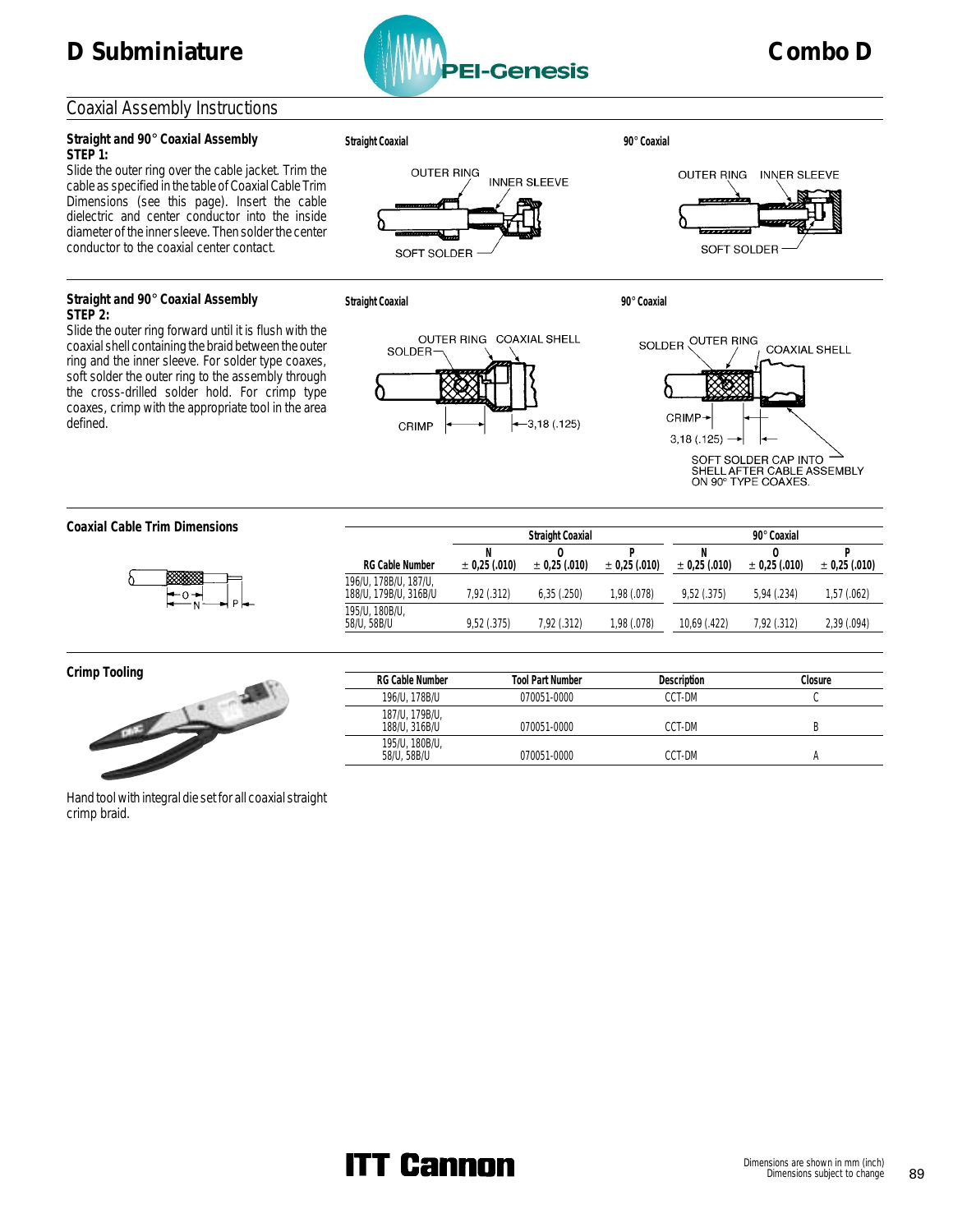# D Subminiature

# Combo D

## Coaxial Assembly Instructions

### Straight and 90° Coaxial Assembly
**STEP 1:**

Slide the outer ring over the cable jacket. Trim the cable as specified in the table of Coaxial Cable Trim Dimensions (see this page). Insert the cable dielectric and center conductor into the inside diameter of the inner sleeve. Then solder the center conductor to the coaxial center contact.

**Straight Coaxial**

OUTER RING, INNER SLEEVE, SOFT SOLDER

**90° Coaxial**

OUTER RING, INNER SLEEVE, SOFT SOLDER

### Straight and 90° Coaxial Assembly
**STEP 2:**

Slide the outer ring forward until it is flush with the coaxial shell containing the braid between the outer ring and the inner sleeve. For solder type coaxes, soft solder the outer ring to the assembly through the cross-drilled solder hold. For crimp type coaxes, crimp with the appropriate tool in the area defined.

**Straight Coaxial**

SOLDER, OUTER RING, COAXIAL SHELL, CRIMP, 3,18 (.125)

**90° Coaxial**

SOLDER, OUTER RING, COAXIAL SHELL, CRIMP, 3,18 (.125)

SOFT SOLDER CAP INTO SHELL AFTER CABLE ASSEMBLY ON 90° TYPE COAXES.

### Coaxial Cable Trim Dimensions

| RG Cable Number | Straight Coaxial N ± 0,25 (.010) | Straight Coaxial O ± 0,25 (.010) | Straight Coaxial P ± 0,25 (.010) | 90° Coaxial N ± 0,25 (.010) | 90° Coaxial O ± 0,25 (.010) | 90° Coaxial P ± 0,25 (.010) |
|---|---|---|---|---|---|---|
| 196/U, 178B/U, 187/U, 188/U, 179B/U, 316B/U | 7,92 (.312) | 6,35 (.250) | 1,98 (.078) | 9,52 (.375) | 5,94 (.234) | 1,57 (.062) |
| 195/U, 180B/U, 58/U, 58B/U | 9,52 (.375) | 7,92 (.312) | 1,98 (.078) | 10,69 (.422) | 7,92 (.312) | 2,39 (.094) |

### Crimp Tooling

| RG Cable Number | Tool Part Number | Description | Closure |
|---|---|---|---|
| 196/U, 178B/U | 070051-0000 | CCT-DM | C |
| 187/U, 179B/U, 188/U, 316B/U | 070051-0000 | CCT-DM | B |
| 195/U, 180B/U, 58/U, 58B/U | 070051-0000 | CCT-DM | A |

Hand tool with integral die set for all coaxial straight crimp braid.

Dimensions are shown in mm (inch)
Dimensions subject to change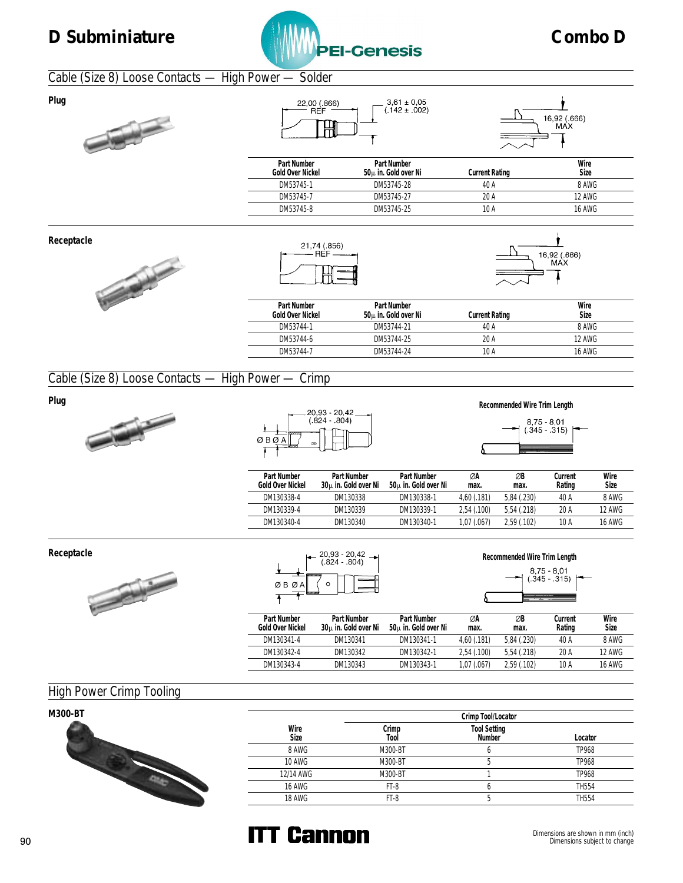## Cable (Size 8) Loose Contacts — High Power — Solder

### Plug

22,00 (.866) REF

3,61 ± 0,05 (.142 ± .002)

16,92 (.666) MAX

| Part Number Gold Over Nickel | Part Number 50μ in. Gold over Ni | Current Rating | Wire Size |
|---|---|---|---|
| DM53745-1 | DM53745-28 | 40 A | 8 AWG |
| DM53745-7 | DM53745-27 | 20 A | 12 AWG |
| DM53745-8 | DM53745-25 | 10 A | 16 AWG |

### Receptacle

21,74 (.856) REF

16,92 (.666) MAX

| Part Number Gold Over Nickel | Part Number 50μ in. Gold over Ni | Current Rating | Wire Size |
|---|---|---|---|
| DM53744-1 | DM53744-21 | 40 A | 8 AWG |
| DM53744-6 | DM53744-25 | 20 A | 12 AWG |
| DM53744-7 | DM53744-24 | 10 A | 16 AWG |

## Cable (Size 8) Loose Contacts — High Power — Crimp

### Plug

20,93 - 20,42 (.824 - .804)

Ø B Ø A

**Recommended Wire Trim Length**

8,75 - 8,01 (.345 - .315)

| Part Number Gold Over Nickel | Part Number 30μ in. Gold over Ni | Part Number 50μ in. Gold over Ni | ØA max. | ØB max. | Current Rating | Wire Size |
|---|---|---|---|---|---|---|
| DM130338-4 | DM130338 | DM130338-1 | 4,60 (.181) | 5,84 (.230) | 40 A | 8 AWG |
| DM130339-4 | DM130339 | DM130339-1 | 2,54 (.100) | 5,54 (.218) | 20 A | 12 AWG |
| DM130340-4 | DM130340 | DM130340-1 | 1,07 (.067) | 2,59 (.102) | 10 A | 16 AWG |

### Receptacle

20,93 - 20,42 (.824 - .804)

Ø B Ø A

**Recommended Wire Trim Length**

8,75 - 8,01 (.345 - .315)

| Part Number Gold Over Nickel | Part Number 30μ in. Gold over Ni | Part Number 50μ in. Gold over Ni | ØA max. | ØB max. | Current Rating | Wire Size |
|---|---|---|---|---|---|---|
| DM130341-4 | DM130341 | DM130341-1 | 4,60 (.181) | 5,84 (.230) | 40 A | 8 AWG |
| DM130342-4 | DM130342 | DM130342-1 | 2,54 (.100) | 5,54 (.218) | 20 A | 12 AWG |
| DM130343-4 | DM130343 | DM130343-1 | 1,07 (.067) | 2,59 (.102) | 10 A | 16 AWG |

## High Power Crimp Tooling

### M300-BT

| | Crimp Tool/Locator | | |
|---|---|---|---|
| Wire Size | Crimp Tool | Tool Setting Number | Locator |
| 8 AWG | M300-BT | 6 | TP968 |
| 10 AWG | M300-BT | 5 | TP968 |
| 12/14 AWG | M300-BT | 1 | TP968 |
| 16 AWG | FT-8 | 6 | TH554 |
| 18 AWG | FT-8 | 5 | TH554 |

Dimensions are shown in mm (inch)
Dimensions subject to change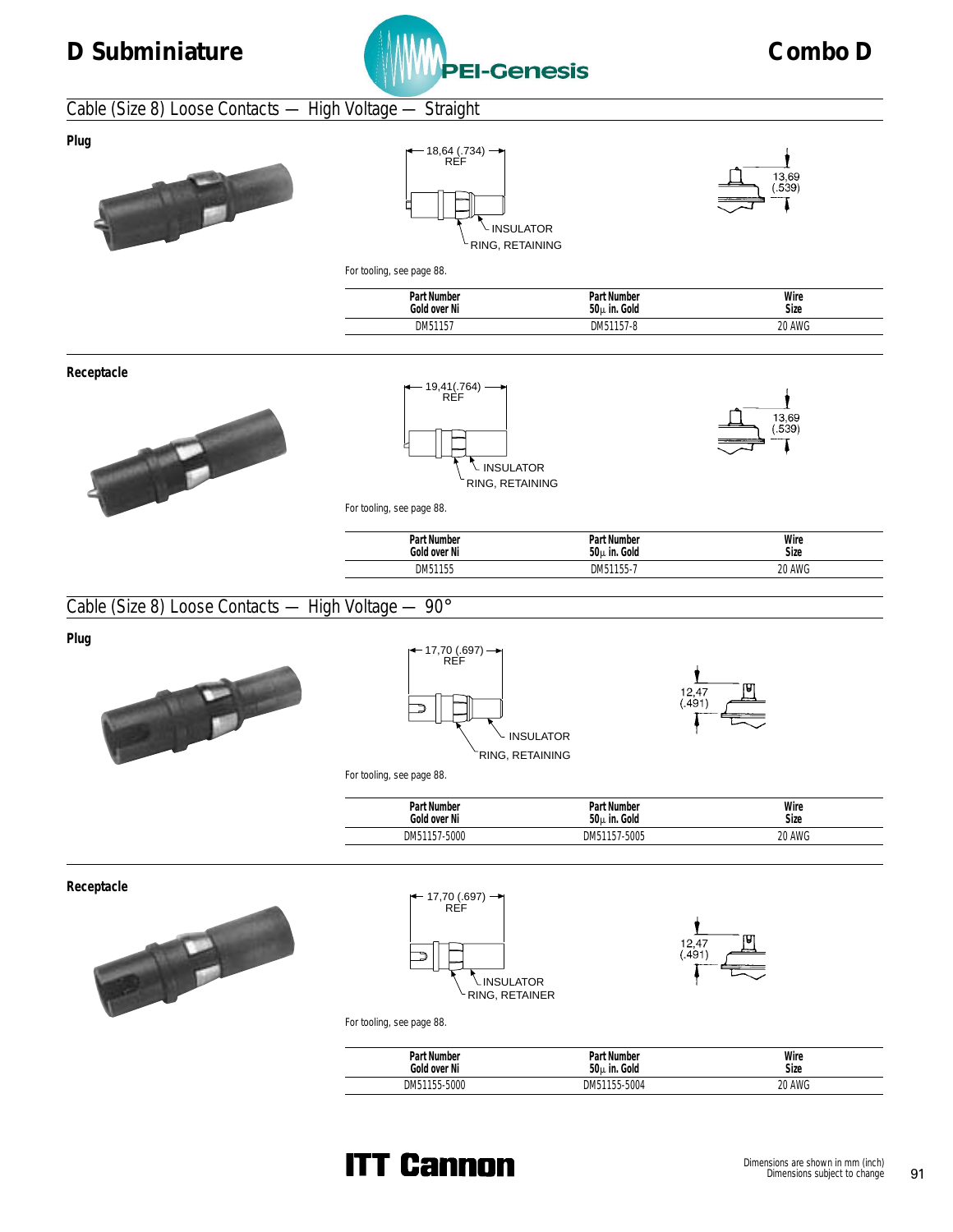# D Subminiature — Combo D

## Cable (Size 8) Loose Contacts — High Voltage — Straight

### Plug

18,64 (.734) REF

INSULATOR

RING, RETAINING

13,69 (.539)

For tooling, see page 88.

| Part Number Gold over Ni | Part Number 50µ in. Gold | Wire Size |
|---|---|---|
| DM51157 | DM51157-8 | 20 AWG |

### Receptacle

19,41(.764) REF

INSULATOR

RING, RETAINING

13,69 (.539)

For tooling, see page 88.

| Part Number Gold over Ni | Part Number 50µ in. Gold | Wire Size |
|---|---|---|
| DM51155 | DM51155-7 | 20 AWG |

## Cable (Size 8) Loose Contacts — High Voltage — 90°

### Plug

17,70 (.697) REF

INSULATOR

RING, RETAINING

12,47 (.491)

For tooling, see page 88.

| Part Number Gold over Ni | Part Number 50µ in. Gold | Wire Size |
|---|---|---|
| DM51157-5000 | DM51157-5005 | 20 AWG |

### Receptacle

17,70 (.697) REF

INSULATOR

RING, RETAINER

12,47 (.491)

For tooling, see page 88.

| Part Number Gold over Ni | Part Number 50µ in. Gold | Wire Size |
|---|---|---|
| DM51155-5000 | DM51155-5004 | 20 AWG |

Dimensions are shown in mm (inch)
Dimensions subject to change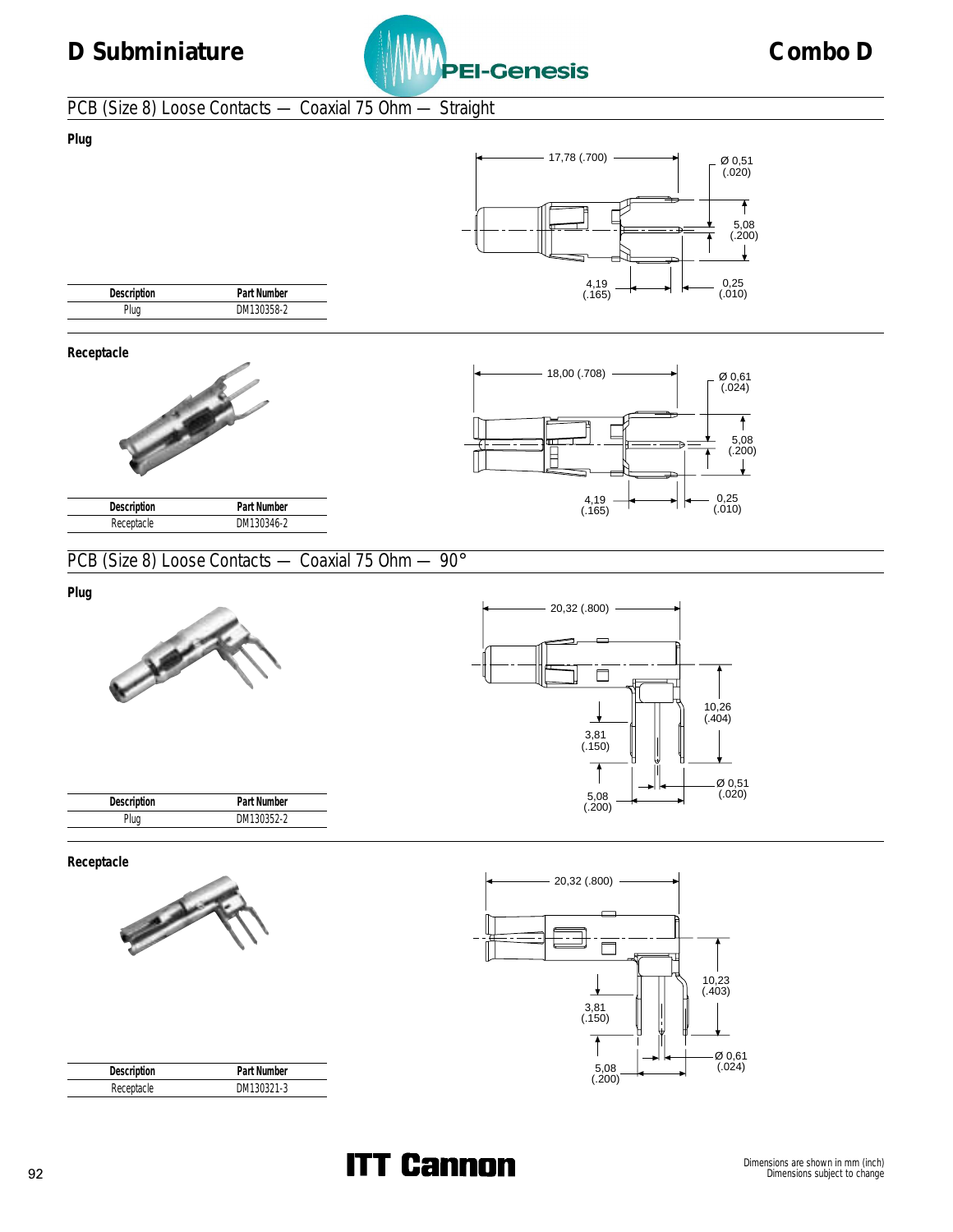## PCB (Size 8) Loose Contacts — Coaxial 75 Ohm — Straight

### Plug

| Description | Part Number |
| --- | --- |
| Plug | DM130358-2 |

17,78 (.700)
Ø 0,51 (.020)
5,08 (.200)
4,19 (.165)
0,25 (.010)

### Receptacle

| Description | Part Number |
| --- | --- |
| Receptacle | DM130346-2 |

18,00 (.708)
Ø 0,61 (.024)
5,08 (.200)
4,19 (.165)
0,25 (.010)

## PCB (Size 8) Loose Contacts — Coaxial 75 Ohm — 90°

### Plug

| Description | Part Number |
| --- | --- |
| Plug | DM130352-2 |

20,32 (.800)
10,26 (.404)
3,81 (.150)
Ø 0,51 (.020)
5,08 (.200)

### Receptacle

| Description | Part Number |
| --- | --- |
| Receptacle | DM130321-3 |

20,32 (.800)
10,23 (.403)
3,81 (.150)
Ø 0,61 (.024)
5,08 (.200)

Dimensions are shown in mm (inch)
Dimensions subject to change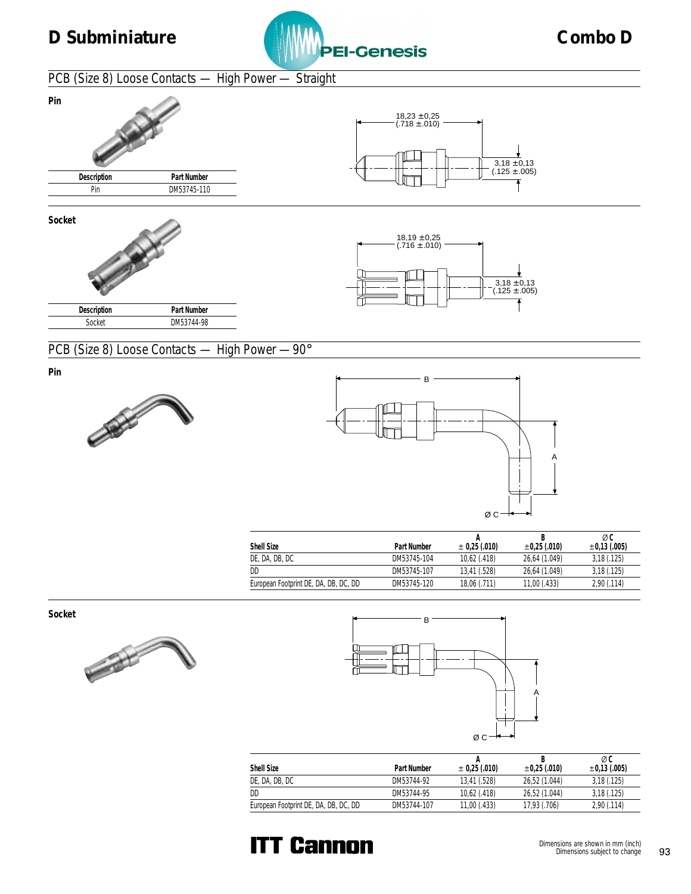# D Subminiature — Combo D

## PCB (Size 8) Loose Contacts — High Power — Straight

### Pin

| Description | Part Number |
|---|---|
| Pin | DM53745-110 |

18,23 ±0,25 (.718 ±.010)

3,18 ±0,13 (.125 ±.005)

### Socket

| Description | Part Number |
|---|---|
| Socket | DM53744-98 |

18,19 ±0,25 (.716 ±.010)

3,18 ±0,13 (.125 ±.005)

## PCB (Size 8) Loose Contacts — High Power — 90°

### Pin

| Shell Size | Part Number | A ± 0,25 (.010) | B ±0,25 (.010) | Ø C ±0,13 (.005) |
|---|---|---|---|---|
| DE, DA, DB, DC | DM53745-104 | 10,62 (.418) | 26,64 (1.049) | 3,18 (.125) |
| DD | DM53745-107 | 13,41 (.528) | 26,64 (1.049) | 3,18 (.125) |
| European Footprint DE, DA, DB, DC, DD | DM53745-120 | 18,06 (.711) | 11,00 (.433) | 2,90 (.114) |

### Socket

| Shell Size | Part Number | A ± 0,25 (.010) | B ±0,25 (.010) | Ø C ±0,13 (.005) |
|---|---|---|---|---|
| DE, DA, DB, DC | DM53744-92 | 13,41 (.528) | 26,52 (1.044) | 3,18 (.125) |
| DD | DM53744-95 | 10,62 (.418) | 26,52 (1.044) | 3,18 (.125) |
| European Footprint DE, DA, DB, DC, DD | DM53744-107 | 11,00 (.433) | 17,93 (.706) | 2,90 (.114) |

Dimensions are shown in mm (inch)
Dimensions subject to change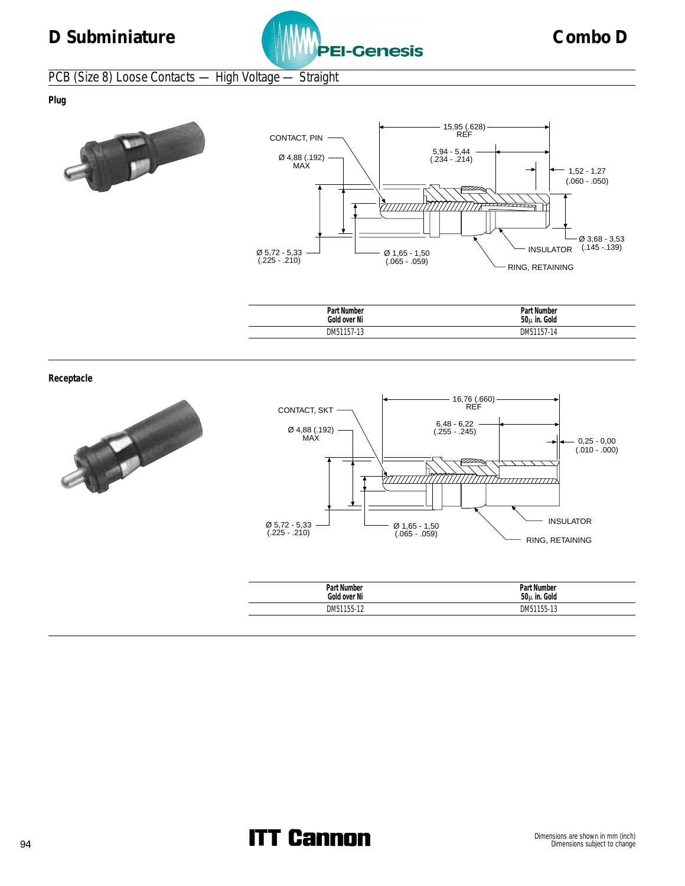## PCB (Size 8) Loose Contacts — High Voltage — Straight

### Plug

CONTACT, PIN

Ø 4,88 (.192) MAX

15,95 (.628) REF

5,94 - 5,44 (.234 - .214)

1,52 - 1,27 (.060 - .050)

Ø 3,68 - 3,53 (.145 -.139)

INSULATOR

RING, RETAINING

Ø 5,72 - 5,33 (.225 - .210)

Ø 1,65 - 1,50 (.065 - .059)

| Part Number Gold over Ni | Part Number 50µ in. Gold |
|---|---|
| DM51157-13 | DM51157-14 |

### Receptacle

CONTACT, SKT

Ø 4,88 (.192) MAX

16,76 (.660) REF

6,48 - 6,22 (.255 - .245)

0,25 - 0,00 (.010 - .000)

INSULATOR

RING, RETAINING

Ø 5,72 - 5,33 (.225 - .210)

Ø 1,65 - 1,50 (.065 - .059)

| Part Number Gold over Ni | Part Number 50µ in. Gold |
|---|---|
| DM51155-12 | DM51155-13 |

Dimensions are shown in mm (inch)
Dimensions subject to change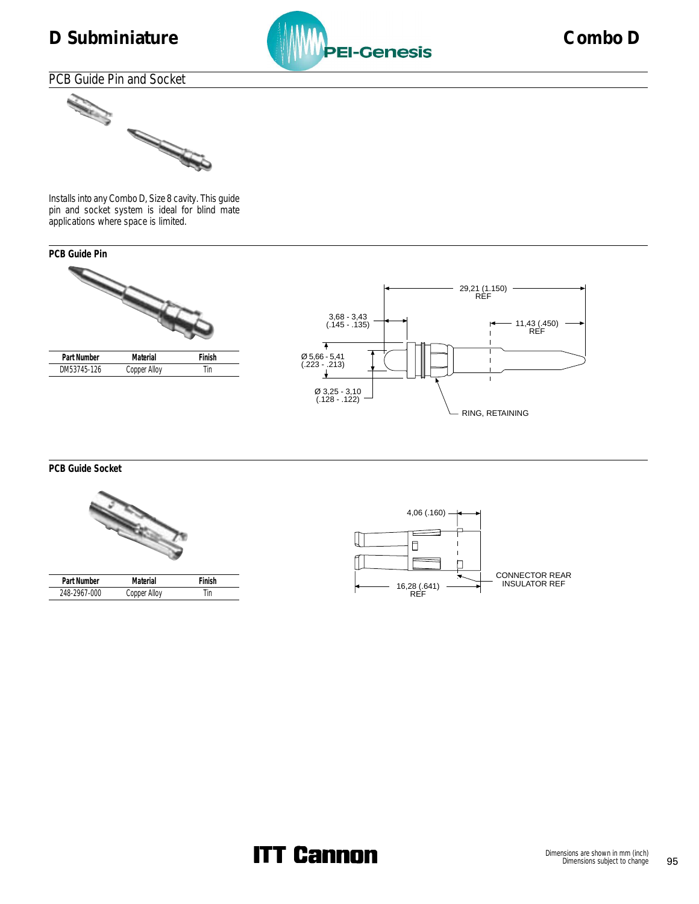## PCB Guide Pin and Socket

Installs into any Combo D, Size 8 cavity. This guide pin and socket system is ideal for blind mate applications where space is limited.

### PCB Guide Pin

| Part Number | Material | Finish |
|---|---|---|
| DM53745-126 | Copper Alloy | Tin |

29,21 (1.150)
REF

3,68 - 3,43
(.145 - .135)

11,43 (.450)
REF

Ø 5,66 - 5,41
(.223 - .213)

Ø 3,25 - 3,10
(.128 - .122)

RING, RETAINING

### PCB Guide Socket

| Part Number | Material | Finish |
|---|---|---|
| 248-2967-000 | Copper Alloy | Tin |

4,06 (.160)

16,28 (.641)
REF

CONNECTOR REAR
INSULATOR REF

Dimensions are shown in mm (inch)
Dimensions subject to change